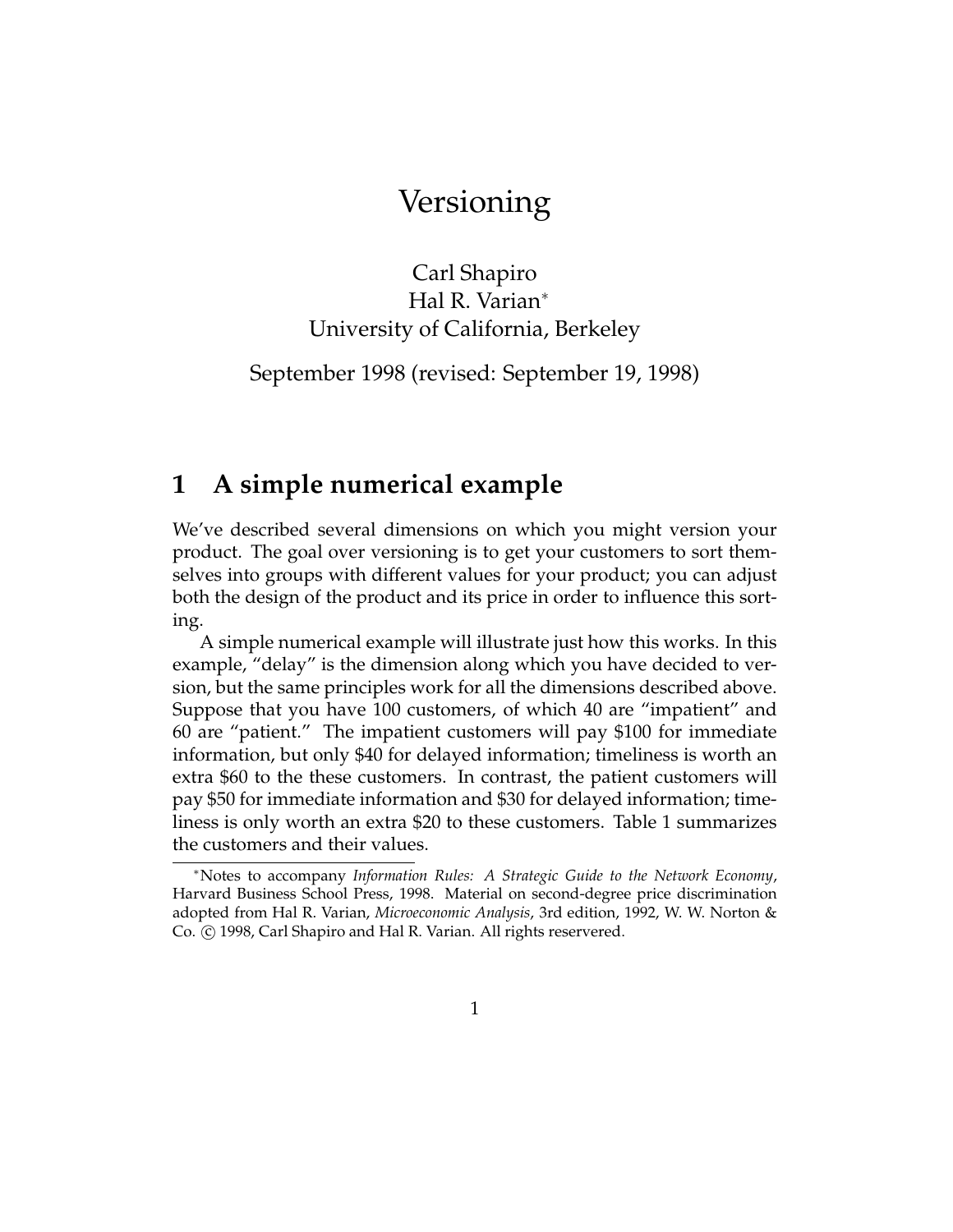# Versioning

Carl Shapiro
Hal R. Varian*
University of California, Berkeley

September 1998 (revised: September 19, 1998)

## 1 A simple numerical example

We've described several dimensions on which you might version your product. The goal over versioning is to get your customers to sort themselves into groups with different values for your product; you can adjust both the design of the product and its price in order to influence this sorting.

A simple numerical example will illustrate just how this works. In this example, "delay" is the dimension along which you have decided to version, but the same principles work for all the dimensions described above. Suppose that you have 100 customers, of which 40 are "impatient" and 60 are "patient." The impatient customers will pay $100 for immediate information, but only $40 for delayed information; timeliness is worth an extra $60 to the these customers. In contrast, the patient customers will pay $50 for immediate information and $30 for delayed information; timeliness is only worth an extra $20 to these customers. Table 1 summarizes the customers and their values.

*Notes to accompany *Information Rules: A Strategic Guide to the Network Economy*, Harvard Business School Press, 1998. Material on second-degree price discrimination adopted from Hal R. Varian, *Microeconomic Analysis*, 3rd edition, 1992, W. W. Norton & Co. © 1998, Carl Shapiro and Hal R. Varian. All rights reservered.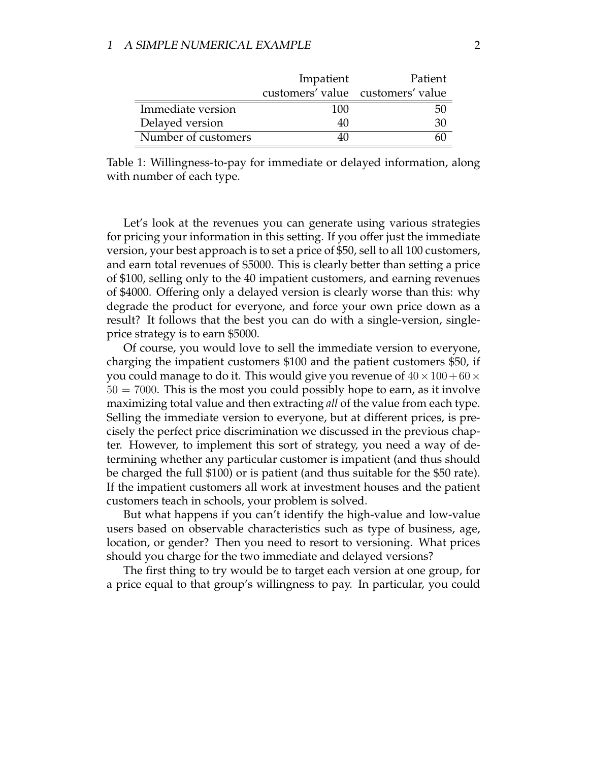| | Impatient customers' value | Patient customers' value |
|---|---|---|
| Immediate version | 100 | 50 |
| Delayed version | 40 | 30 |
| Number of customers | 40 | 60 |

Table 1: Willingness-to-pay for immediate or delayed information, along with number of each type.

Let's look at the revenues you can generate using various strategies for pricing your information in this setting. If you offer just the immediate version, your best approach is to set a price of $50, sell to all 100 customers, and earn total revenues of $5000. This is clearly better than setting a price of $100, selling only to the 40 impatient customers, and earning revenues of $4000. Offering only a delayed version is clearly worse than this: why degrade the product for everyone, and force your own price down as a result? It follows that the best you can do with a single-version, single-price strategy is to earn $5000.

Of course, you would love to sell the immediate version to everyone, charging the impatient customers $100 and the patient customers $50, if you could manage to do it. This would give you revenue of $40 \times 100 + 60 \times 50 = 7000$. This is the most you could possibly hope to earn, as it involve maximizing total value and then extracting *all* of the value from each type. Selling the immediate version to everyone, but at different prices, is precisely the perfect price discrimination we discussed in the previous chapter. However, to implement this sort of strategy, you need a way of determining whether any particular customer is impatient (and thus should be charged the full $100) or is patient (and thus suitable for the $50 rate). If the impatient customers all work at investment houses and the patient customers teach in schools, your problem is solved.

But what happens if you can't identify the high-value and low-value users based on observable characteristics such as type of business, age, location, or gender? Then you need to resort to versioning. What prices should you charge for the two immediate and delayed versions?

The first thing to try would be to target each version at one group, for a price equal to that group's willingness to pay. In particular, you could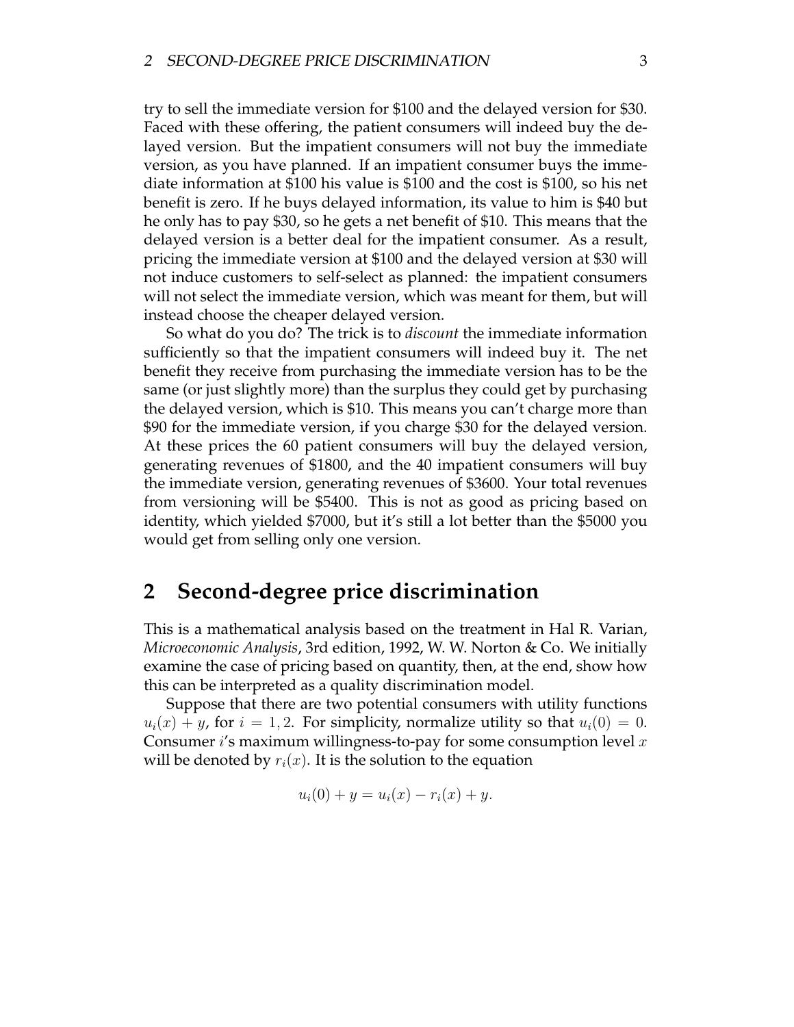try to sell the immediate version for $100 and the delayed version for $30. Faced with these offering, the patient consumers will indeed buy the delayed version. But the impatient consumers will not buy the immediate version, as you have planned. If an impatient consumer buys the immediate information at $100 his value is $100 and the cost is $100, so his net benefit is zero. If he buys delayed information, its value to him is $40 but he only has to pay $30, so he gets a net benefit of $10. This means that the delayed version is a better deal for the impatient consumer. As a result, pricing the immediate version at $100 and the delayed version at $30 will not induce customers to self-select as planned: the impatient consumers will not select the immediate version, which was meant for them, but will instead choose the cheaper delayed version.

So what do you do? The trick is to *discount* the immediate information sufficiently so that the impatient consumers will indeed buy it. The net benefit they receive from purchasing the immediate version has to be the same (or just slightly more) than the surplus they could get by purchasing the delayed version, which is $10. This means you can't charge more than $90 for the immediate version, if you charge $30 for the delayed version. At these prices the 60 patient consumers will buy the delayed version, generating revenues of $1800, and the 40 impatient consumers will buy the immediate version, generating revenues of $3600. Your total revenues from versioning will be $5400. This is not as good as pricing based on identity, which yielded $7000, but it's still a lot better than the $5000 you would get from selling only one version.

## 2 Second-degree price discrimination

This is a mathematical analysis based on the treatment in Hal R. Varian, *Microeconomic Analysis*, 3rd edition, 1992, W. W. Norton & Co. We initially examine the case of pricing based on quantity, then, at the end, show how this can be interpreted as a quality discrimination model.

Suppose that there are two potential consumers with utility functions $u_i(x) + y$, for $i = 1, 2$. For simplicity, normalize utility so that $u_i(0) = 0$. Consumer $i$'s maximum willingness-to-pay for some consumption level $x$ will be denoted by $r_i(x)$. It is the solution to the equation

$$u_i(0) + y = u_i(x) - r_i(x) + y.$$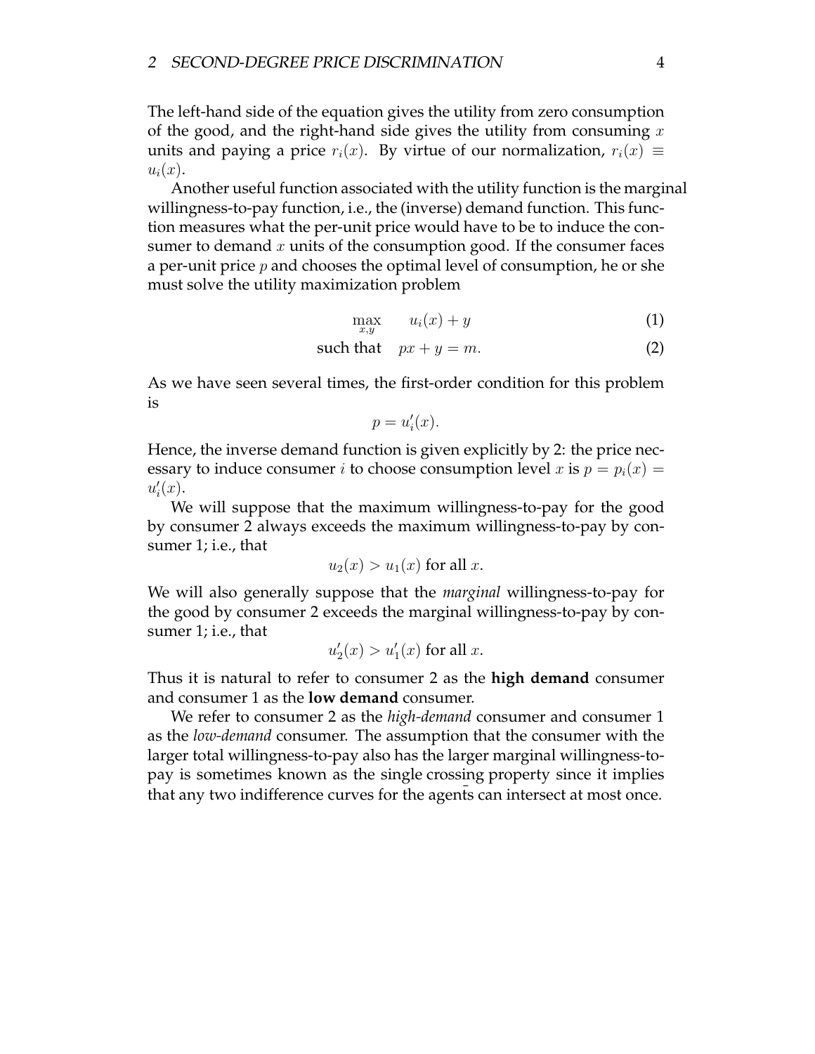The left-hand side of the equation gives the utility from zero consumption of the good, and the right-hand side gives the utility from consuming $x$ units and paying a price $r_i(x)$. By virtue of our normalization, $r_i(x) \equiv u_i(x)$.

Another useful function associated with the utility function is the marginal willingness-to-pay function, i.e., the (inverse) demand function. This function measures what the per-unit price would have to be to induce the consumer to demand $x$ units of the consumption good. If the consumer faces a per-unit price $p$ and chooses the optimal level of consumption, he or she must solve the utility maximization problem

$$\max_{x,y} \quad u_i(x) + y \tag{1}$$

$$\text{such that} \quad px + y = m. \tag{2}$$

As we have seen several times, the first-order condition for this problem is

$$p = u_i'(x).$$

Hence, the inverse demand function is given explicitly by 2: the price necessary to induce consumer $i$ to choose consumption level $x$ is $p = p_i(x) = u_i'(x)$.

We will suppose that the maximum willingness-to-pay for the good by consumer 2 always exceeds the maximum willingness-to-pay by consumer 1; i.e., that

$$u_2(x) > u_1(x) \text{ for all } x.$$

We will also generally suppose that the *marginal* willingness-to-pay for the good by consumer 2 exceeds the marginal willingness-to-pay by consumer 1; i.e., that

$$u_2'(x) > u_1'(x) \text{ for all } x.$$

Thus it is natural to refer to consumer 2 as the **high demand** consumer and consumer 1 as the **low demand** consumer.

We refer to consumer 2 as the *high-demand* consumer and consumer 1 as the *low-demand* consumer. The assumption that the consumer with the larger total willingness-to-pay also has the larger marginal willingness-to-pay is sometimes known as the single crossing property since it implies that any two indifference curves for the agents can intersect at most once.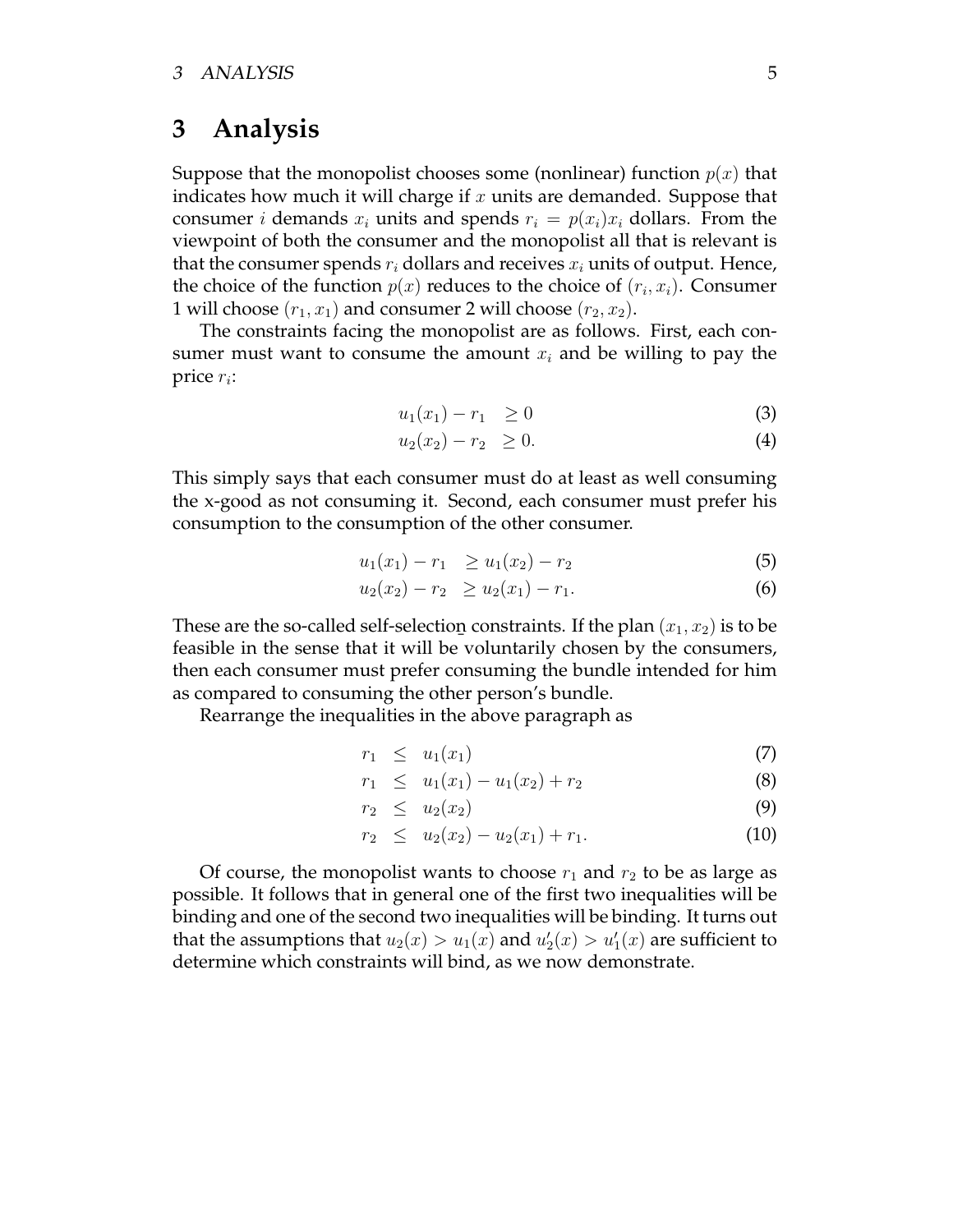# 3 Analysis

Suppose that the monopolist chooses some (nonlinear) function $p(x)$ that indicates how much it will charge if $x$ units are demanded. Suppose that consumer $i$ demands $x_i$ units and spends $r_i = p(x_i)x_i$ dollars. From the viewpoint of both the consumer and the monopolist all that is relevant is that the consumer spends $r_i$ dollars and receives $x_i$ units of output. Hence, the choice of the function $p(x)$ reduces to the choice of $(r_i, x_i)$. Consumer 1 will choose $(r_1, x_1)$ and consumer 2 will choose $(r_2, x_2)$.

The constraints facing the monopolist are as follows. First, each consumer must want to consume the amount $x_i$ and be willing to pay the price $r_i$:

$$u_1(x_1) - r_1 \geq 0 \tag{3}$$

$$u_2(x_2) - r_2 \geq 0. \tag{4}$$

This simply says that each consumer must do at least as well consuming the x-good as not consuming it. Second, each consumer must prefer his consumption to the consumption of the other consumer.

$$u_1(x_1) - r_1 \geq u_1(x_2) - r_2 \tag{5}$$

$$u_2(x_2) - r_2 \geq u_2(x_1) - r_1. \tag{6}$$

These are the so-called self-selection constraints. If the plan $(x_1, x_2)$ is to be feasible in the sense that it will be voluntarily chosen by the consumers, then each consumer must prefer consuming the bundle intended for him as compared to consuming the other person's bundle.

Rearrange the inequalities in the above paragraph as

$$r_1 \leq u_1(x_1) \tag{7}$$

$$r_1 \leq u_1(x_1) - u_1(x_2) + r_2 \tag{8}$$

$$r_2 \leq u_2(x_2) \tag{9}$$

$$r_2 \leq u_2(x_2) - u_2(x_1) + r_1. \tag{10}$$

Of course, the monopolist wants to choose $r_1$ and $r_2$ to be as large as possible. It follows that in general one of the first two inequalities will be binding and one of the second two inequalities will be binding. It turns out that the assumptions that $u_2(x) > u_1(x)$ and $u_2'(x) > u_1'(x)$ are sufficient to determine which constraints will bind, as we now demonstrate.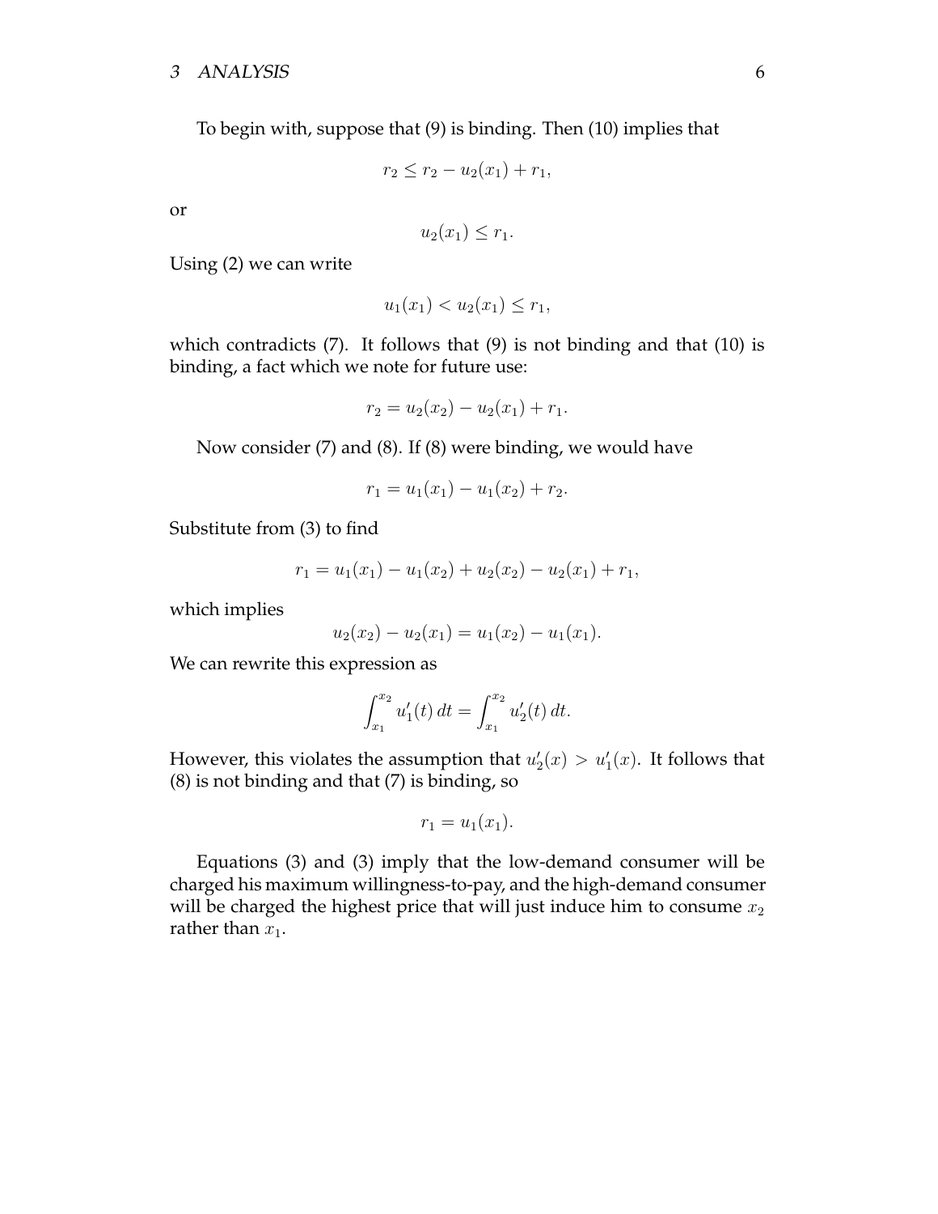To begin with, suppose that (9) is binding. Then (10) implies that

$$r_2 \leq r_2 - u_2(x_1) + r_1,$$

or

$$u_2(x_1) \leq r_1.$$

Using (2) we can write

$$u_1(x_1) < u_2(x_1) \leq r_1,$$

which contradicts (7). It follows that (9) is not binding and that (10) is binding, a fact which we note for future use:

$$r_2 = u_2(x_2) - u_2(x_1) + r_1.$$

Now consider (7) and (8). If (8) were binding, we would have

$$r_1 = u_1(x_1) - u_1(x_2) + r_2.$$

Substitute from (3) to find

$$r_1 = u_1(x_1) - u_1(x_2) + u_2(x_2) - u_2(x_1) + r_1,$$

which implies

$$u_2(x_2) - u_2(x_1) = u_1(x_2) - u_1(x_1).$$

We can rewrite this expression as

$$\int_{x_1}^{x_2} u_1'(t)\,dt = \int_{x_1}^{x_2} u_2'(t)\,dt.$$

However, this violates the assumption that $u_2'(x) > u_1'(x)$. It follows that (8) is not binding and that (7) is binding, so

$$r_1 = u_1(x_1).$$

Equations (3) and (3) imply that the low-demand consumer will be charged his maximum willingness-to-pay, and the high-demand consumer will be charged the highest price that will just induce him to consume $x_2$ rather than $x_1$.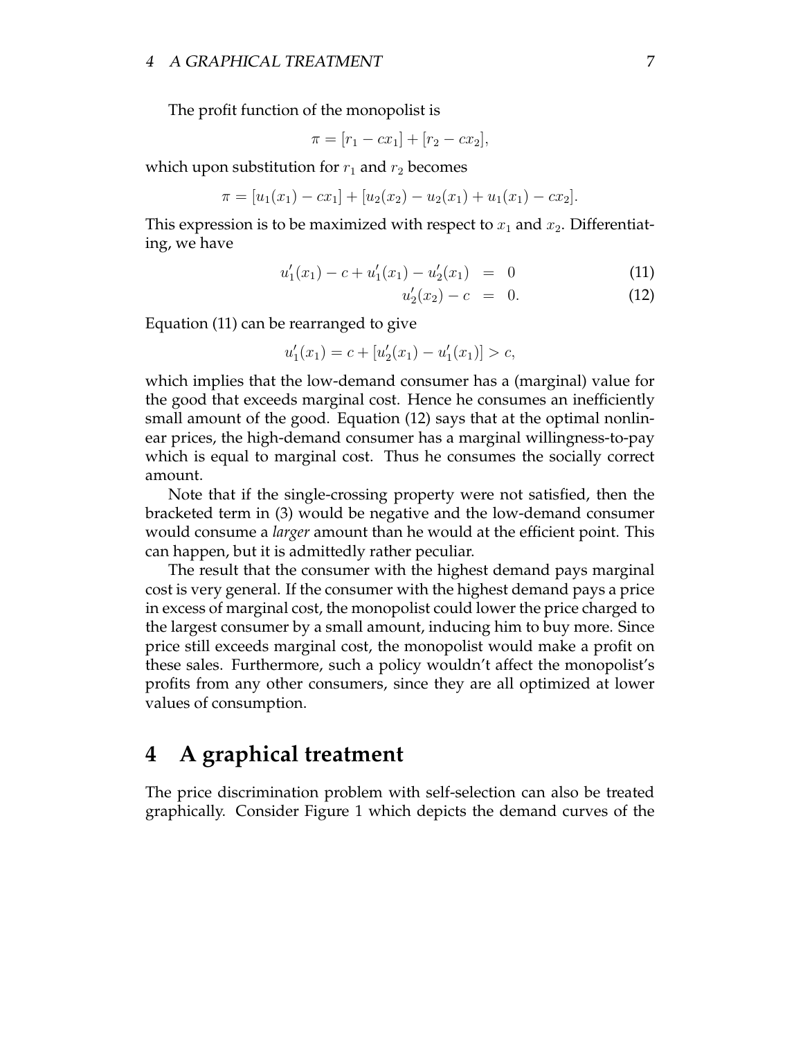The profit function of the monopolist is

$$\pi = [r_1 - cx_1] + [r_2 - cx_2],$$

which upon substitution for $r_1$ and $r_2$ becomes

$$\pi = [u_1(x_1) - cx_1] + [u_2(x_2) - u_2(x_1) + u_1(x_1) - cx_2].$$

This expression is to be maximized with respect to $x_1$ and $x_2$. Differentiating, we have

$$u_1'(x_1) - c + u_1'(x_1) - u_2'(x_1) = 0 \tag{11}$$

$$u_2'(x_2) - c = 0. \tag{12}$$

Equation (11) can be rearranged to give

$$u_1'(x_1) = c + [u_2'(x_1) - u_1'(x_1)] > c,$$

which implies that the low-demand consumer has a (marginal) value for the good that exceeds marginal cost. Hence he consumes an inefficiently small amount of the good. Equation (12) says that at the optimal nonlinear prices, the high-demand consumer has a marginal willingness-to-pay which is equal to marginal cost. Thus he consumes the socially correct amount.

Note that if the single-crossing property were not satisfied, then the bracketed term in (3) would be negative and the low-demand consumer would consume a *larger* amount than he would at the efficient point. This can happen, but it is admittedly rather peculiar.

The result that the consumer with the highest demand pays marginal cost is very general. If the consumer with the highest demand pays a price in excess of marginal cost, the monopolist could lower the price charged to the largest consumer by a small amount, inducing him to buy more. Since price still exceeds marginal cost, the monopolist would make a profit on these sales. Furthermore, such a policy wouldn't affect the monopolist's profits from any other consumers, since they are all optimized at lower values of consumption.

# 4 A graphical treatment

The price discrimination problem with self-selection can also be treated graphically. Consider Figure 1 which depicts the demand curves of the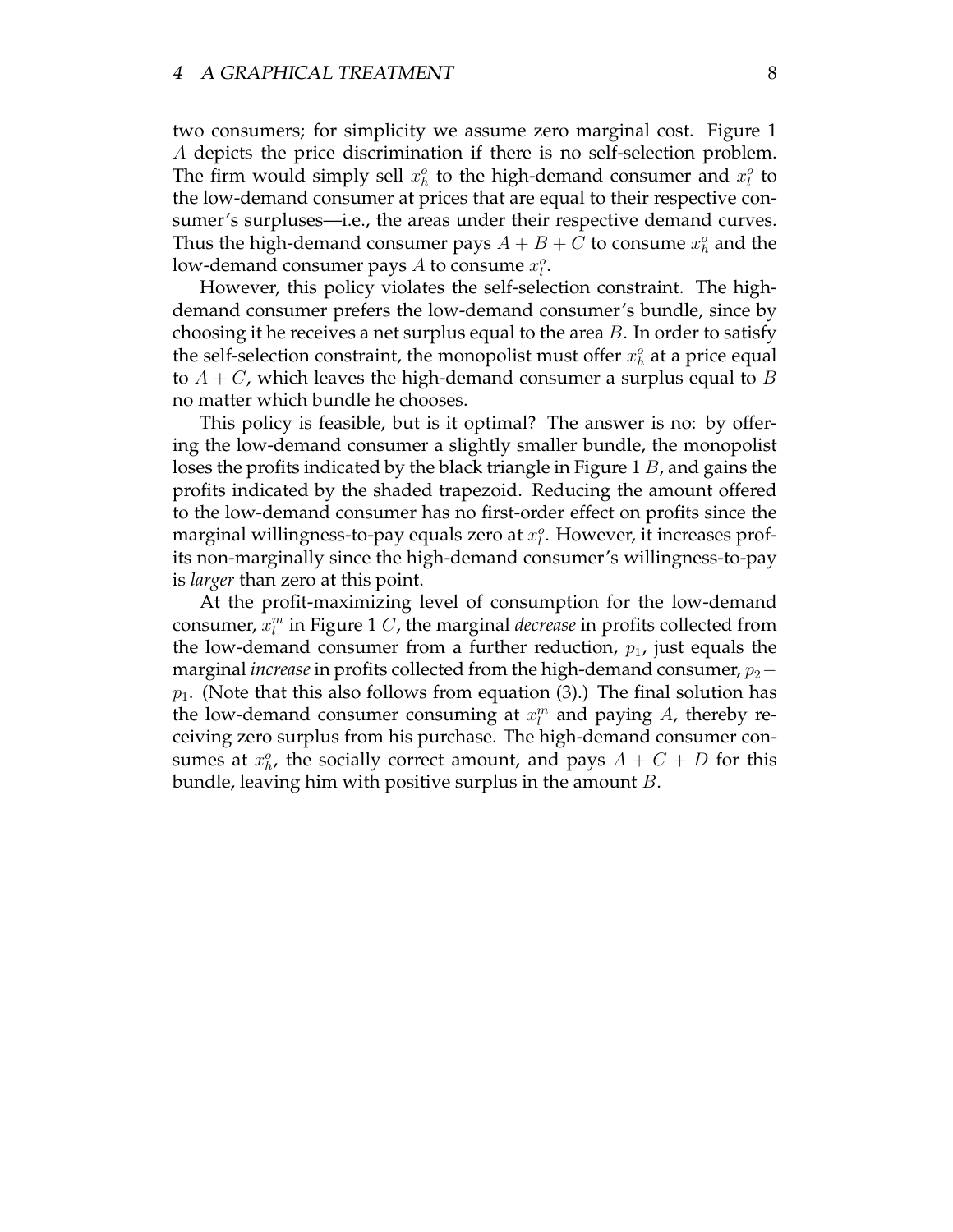two consumers; for simplicity we assume zero marginal cost. Figure 1 $A$ depicts the price discrimination if there is no self-selection problem. The firm would simply sell $x_h^o$ to the high-demand consumer and $x_l^o$ to the low-demand consumer at prices that are equal to their respective consumer's surpluses—i.e., the areas under their respective demand curves. Thus the high-demand consumer pays $A + B + C$ to consume $x_h^o$ and the low-demand consumer pays $A$ to consume $x_l^o$.

However, this policy violates the self-selection constraint. The high-demand consumer prefers the low-demand consumer's bundle, since by choosing it he receives a net surplus equal to the area $B$. In order to satisfy the self-selection constraint, the monopolist must offer $x_h^o$ at a price equal to $A + C$, which leaves the high-demand consumer a surplus equal to $B$ no matter which bundle he chooses.

This policy is feasible, but is it optimal? The answer is no: by offering the low-demand consumer a slightly smaller bundle, the monopolist loses the profits indicated by the black triangle in Figure 1 $B$, and gains the profits indicated by the shaded trapezoid. Reducing the amount offered to the low-demand consumer has no first-order effect on profits since the marginal willingness-to-pay equals zero at $x_l^o$. However, it increases profits non-marginally since the high-demand consumer's willingness-to-pay is *larger* than zero at this point.

At the profit-maximizing level of consumption for the low-demand consumer, $x_l^m$ in Figure 1 $C$, the marginal *decrease* in profits collected from the low-demand consumer from a further reduction, $p_1$, just equals the marginal *increase* in profits collected from the high-demand consumer, $p_2 - p_1$. (Note that this also follows from equation (3).) The final solution has the low-demand consumer consuming at $x_l^m$ and paying $A$, thereby receiving zero surplus from his purchase. The high-demand consumer consumes at $x_h^o$, the socially correct amount, and pays $A + C + D$ for this bundle, leaving him with positive surplus in the amount $B$.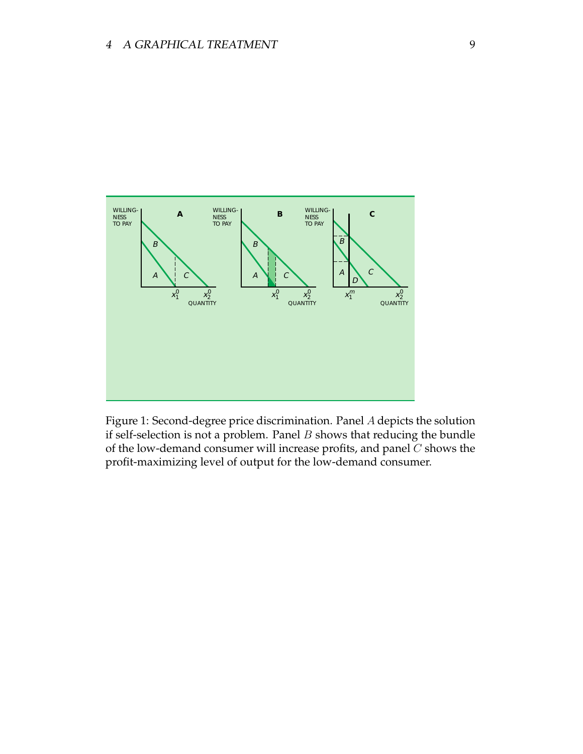WILLING-
NESS
TO PAY

**A**

$B$

$A$

$C$

$x_1^0$

$x_2^0$

QUANTITY

WILLING-
NESS
TO PAY

**B**

$B$

$A$

$C$

$x_1^0$

$x_2^0$

QUANTITY

WILLING-
NESS
TO PAY

**C**

$B$

$A$

$C$

$D$

$x_1^m$

$x_2^0$

QUANTITY

Figure 1: Second-degree price discrimination. Panel $A$ depicts the solution if self-selection is not a problem. Panel $B$ shows that reducing the bundle of the low-demand consumer will increase profits, and panel $C$ shows the profit-maximizing level of output for the low-demand consumer.